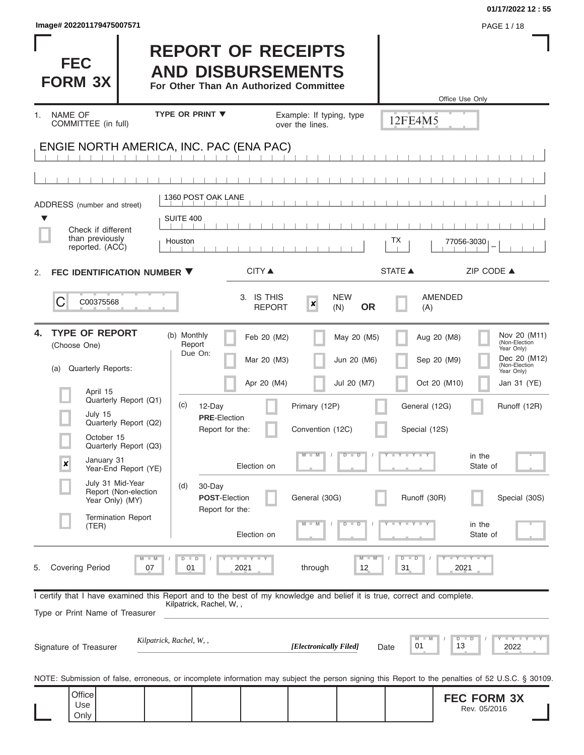Image# 202201179475007571

01/17/2022 12 : 55

# FEC FORM 3X

# REPORT OF RECEIPTS AND DISBURSEMENTS

**For Other Than An Authorized Committee**

Office Use Only

12FE4M5

1. NAME OF COMMITTEE (in full) — TYPE OR PRINT ▼ — Example: If typing, type over the lines.

ENGIE NORTH AMERICA, INC. PAC (ENA PAC)

ADDRESS (number and street)

1360 POST OAK LANE

SUITE 400

☐ Check if different than previously reported. (ACC)

| CITY ▲ | STATE ▲ | ZIP CODE ▲ |
|---|---|---|
| Houston | TX | 77056-3030 |

2. **FEC IDENTIFICATION NUMBER ▼**

C00375568

3. IS THIS REPORT ☒ NEW (N) **OR** ☐ AMENDED (A)

4. **TYPE OF REPORT** (Choose One)

(a) Quarterly Reports:

- ☐ April 15 Quarterly Report (Q1)
- ☐ July 15 Quarterly Report (Q2)
- ☐ October 15 Quarterly Report (Q3)
- ☒ January 31 Year-End Report (YE)
- ☐ July 31 Mid-Year Report (Non-election Year Only) (MY)
- ☐ Termination Report (TER)

(b) Monthly Report Due On:

| | | | |
|---|---|---|---|
| ☐ Feb 20 (M2) | ☐ May 20 (M5) | ☐ Aug 20 (M8) | ☐ Nov 20 (M11) (Non-Election Year Only) |
| ☐ Mar 20 (M3) | ☐ Jun 20 (M6) | ☐ Sep 20 (M9) | ☐ Dec 20 (M12) (Non-Election Year Only) |
| ☐ Apr 20 (M4) | ☐ Jul 20 (M7) | ☐ Oct 20 (M10) | ☐ Jan 31 (YE) |

(c) 12-Day **PRE**-Election Report for the: ☐ Primary (12P) ☐ General (12G) ☐ Runoff (12R) ☐ Convention (12C) ☐ Special (12S)

Election on MM / DD / YYYY in the State of

(d) 30-Day **POST**-Election Report for the: ☐ General (30G) ☐ Runoff (30R) ☐ Special (30S)

Election on MM / DD / YYYY in the State of

5. Covering Period 07 / 01 / 2021 through 12 / 31 / 2021

I certify that I have examined this Report and to the best of my knowledge and belief it is true, correct and complete.

Type or Print Name of Treasurer: Kilpatrick, Rachel, W, ,

Signature of Treasurer: *Kilpatrick, Rachel, W, ,* ***[Electronically Filed]*** Date 01 / 13 / 2022

NOTE: Submission of false, erroneous, or incomplete information may subject the person signing this Report to the penalties of 52 U.S.C. § 30109.

Office Use Only

**FEC FORM 3X**
Rev. 05/2016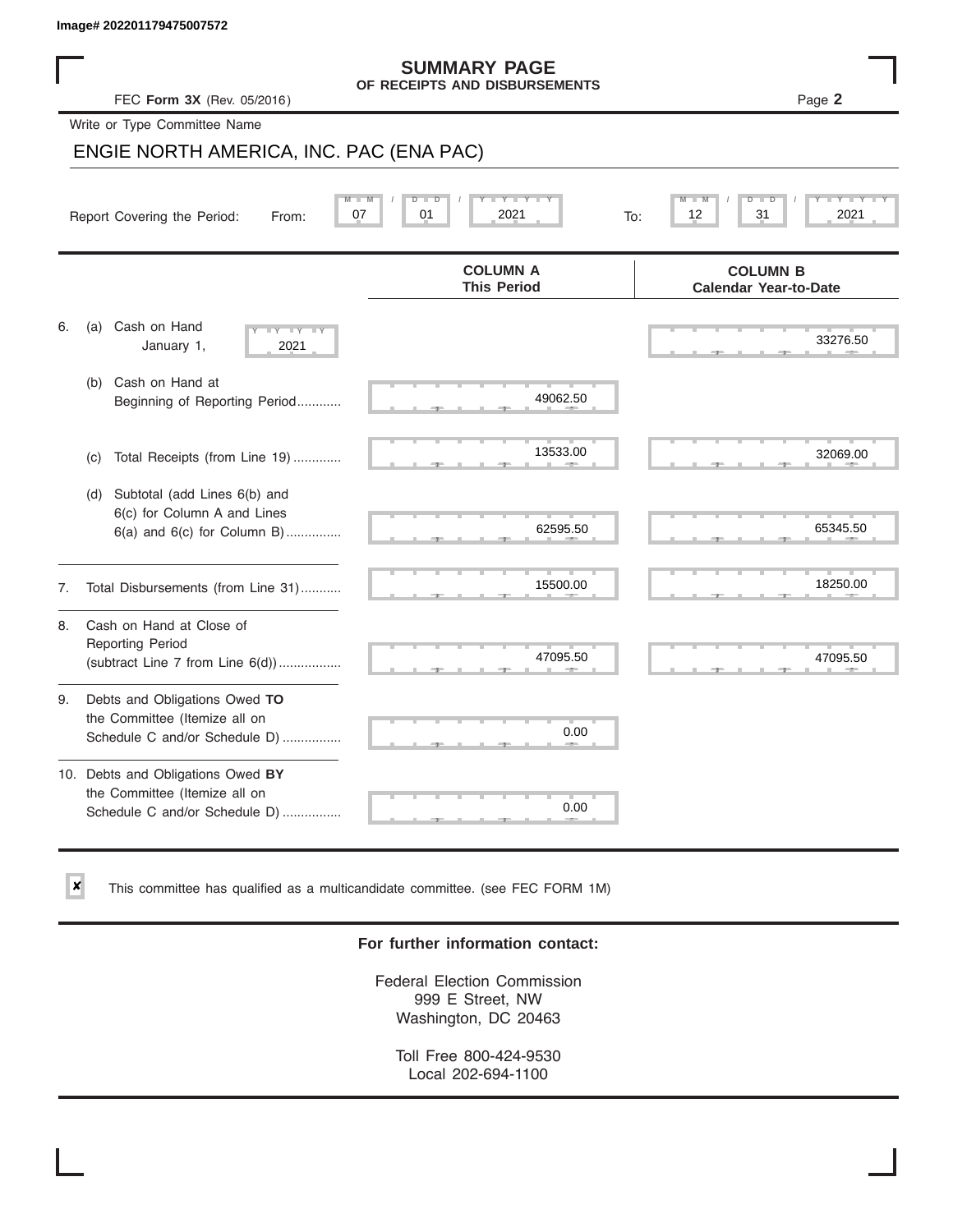Image# 202201179475007572

# SUMMARY PAGE
## OF RECEIPTS AND DISBURSEMENTS

FEC **Form 3X** (Rev. 05/2016)

Page **2**

Write or Type Committee Name

ENGIE NORTH AMERICA, INC. PAC (ENA PAC)

Report Covering the Period: From: 07 / 01 / 2021 To: 12 / 31 / 2021

| | **COLUMN A This Period** | **COLUMN B Calendar Year-to-Date** |
|---|---|---|
| 6. (a) Cash on Hand January 1, 2021 | | 33276.50 |
| (b) Cash on Hand at Beginning of Reporting Period | 49062.50 | |
| (c) Total Receipts (from Line 19) | 13533.00 | 32069.00 |
| (d) Subtotal (add Lines 6(b) and 6(c) for Column A and Lines 6(a) and 6(c) for Column B) | 62595.50 | 65345.50 |
| 7. Total Disbursements (from Line 31) | 15500.00 | 18250.00 |
| 8. Cash on Hand at Close of Reporting Period (subtract Line 7 from Line 6(d)) | 47095.50 | 47095.50 |
| 9. Debts and Obligations Owed **TO** the Committee (Itemize all on Schedule C and/or Schedule D) | 0.00 | |
| 10. Debts and Obligations Owed **BY** the Committee (Itemize all on Schedule C and/or Schedule D) | 0.00 | |

☒ This committee has qualified as a multicandidate committee. (see FEC FORM 1M)

**For further information contact:**

Federal Election Commission
999 E Street, NW
Washington, DC 20463

Toll Free 800-424-9530
Local 202-694-1100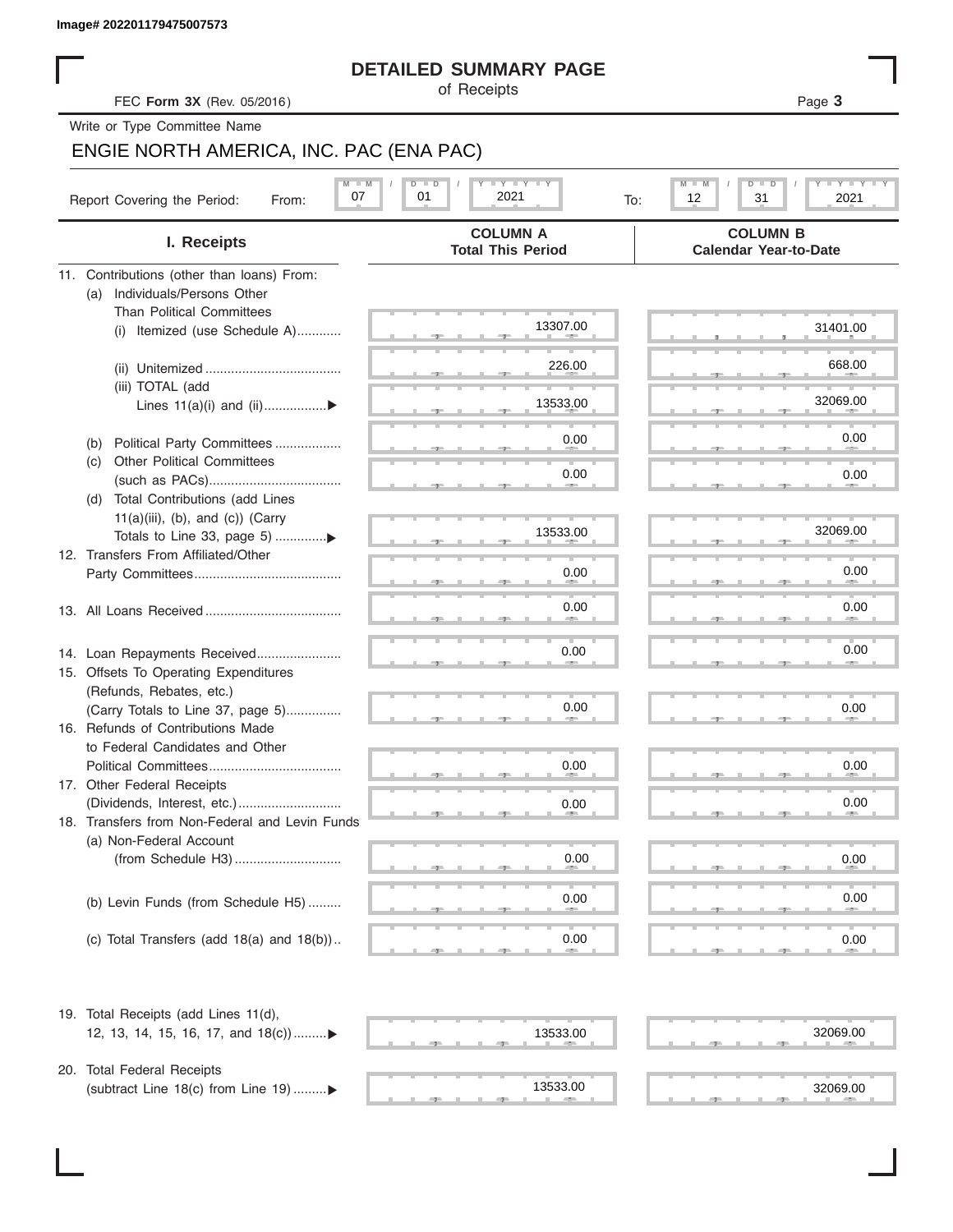Image# 202201179475007573

# DETAILED SUMMARY PAGE

of Receipts

FEC **Form 3X** (Rev. 05/2016)

Write or Type Committee Name

ENGIE NORTH AMERICA, INC. PAC (ENA PAC)

Report Covering the Period: From: 07 / 01 / 2021 To: 12 / 31 / 2021

| I. Receipts | COLUMN A Total This Period | COLUMN B Calendar Year-to-Date |
|---|---|---|
| 11. Contributions (other than loans) From: | | |
| (a) Individuals/Persons Other Than Political Committees | | |
| (i) Itemized (use Schedule A) | 13307.00 | 31401.00 |
| (ii) Unitemized | 226.00 | 668.00 |
| (iii) TOTAL (add Lines 11(a)(i) and (ii)) ▶ | 13533.00 | 32069.00 |
| (b) Political Party Committees | 0.00 | 0.00 |
| (c) Other Political Committees (such as PACs) | 0.00 | 0.00 |
| (d) Total Contributions (add Lines 11(a)(iii), (b), and (c)) (Carry Totals to Line 33, page 5) ▶ | 13533.00 | 32069.00 |
| 12. Transfers From Affiliated/Other Party Committees | 0.00 | 0.00 |
| 13. All Loans Received | 0.00 | 0.00 |
| 14. Loan Repayments Received | 0.00 | 0.00 |
| 15. Offsets To Operating Expenditures (Refunds, Rebates, etc.) (Carry Totals to Line 37, page 5) | 0.00 | 0.00 |
| 16. Refunds of Contributions Made to Federal Candidates and Other Political Committees | 0.00 | 0.00 |
| 17. Other Federal Receipts (Dividends, Interest, etc.) | 0.00 | 0.00 |
| 18. Transfers from Non-Federal and Levin Funds | | |
| (a) Non-Federal Account (from Schedule H3) | 0.00 | 0.00 |
| (b) Levin Funds (from Schedule H5) | 0.00 | 0.00 |
| (c) Total Transfers (add 18(a) and 18(b)) | 0.00 | 0.00 |
| 19. Total Receipts (add Lines 11(d), 12, 13, 14, 15, 16, 17, and 18(c)) ▶ | 13533.00 | 32069.00 |
| 20. Total Federal Receipts (subtract Line 18(c) from Line 19) ▶ | 13533.00 | 32069.00 |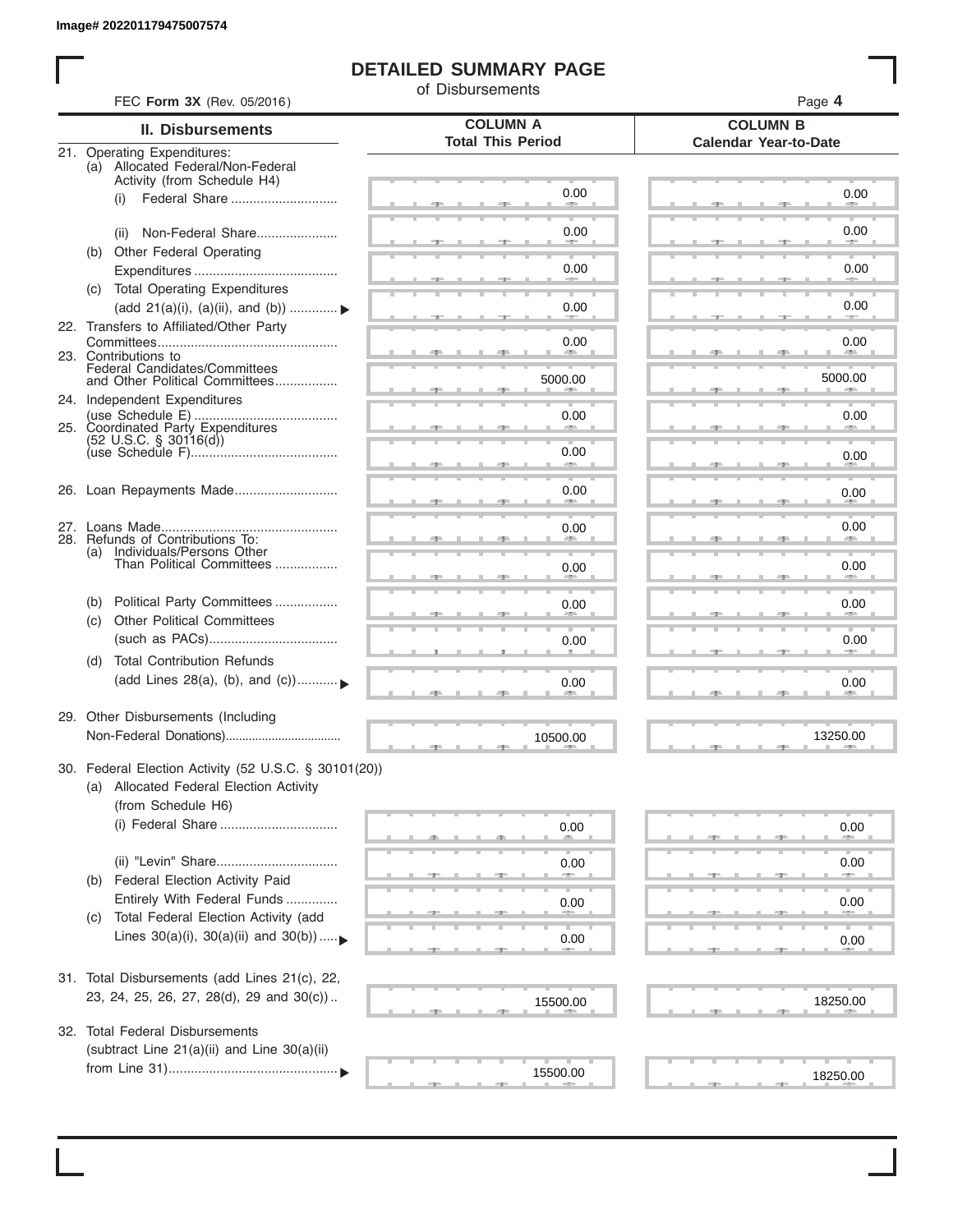Image# 202201179475007574

# DETAILED SUMMARY PAGE

of Disbursements

FEC **Form 3X** (Rev. 05/2016)

| II. Disbursements | COLUMN A Total This Period | COLUMN B Calendar Year-to-Date |
|---|---|---|
| 21. Operating Expenditures: | | |
| (a) Allocated Federal/Non-Federal Activity (from Schedule H4) | | |
| (i) Federal Share | 0.00 | 0.00 |
| (ii) Non-Federal Share | 0.00 | 0.00 |
| (b) Other Federal Operating Expenditures | 0.00 | 0.00 |
| (c) Total Operating Expenditures (add 21(a)(i), (a)(ii), and (b)) ▶ | 0.00 | 0.00 |
| 22. Transfers to Affiliated/Other Party Committees | 0.00 | 0.00 |
| 23. Contributions to Federal Candidates/Committees and Other Political Committees | 5000.00 | 5000.00 |
| 24. Independent Expenditures (use Schedule E) | 0.00 | 0.00 |
| 25. Coordinated Party Expenditures (52 U.S.C. § 30116(d)) (use Schedule F) | 0.00 | 0.00 |
| 26. Loan Repayments Made | 0.00 | 0.00 |
| 27. Loans Made | 0.00 | 0.00 |
| 28. Refunds of Contributions To: | | |
| (a) Individuals/Persons Other Than Political Committees | 0.00 | 0.00 |
| (b) Political Party Committees | 0.00 | 0.00 |
| (c) Other Political Committees (such as PACs) | 0.00 | 0.00 |
| (d) Total Contribution Refunds (add Lines 28(a), (b), and (c)) ▶ | 0.00 | 0.00 |
| 29. Other Disbursements (Including Non-Federal Donations) | 10500.00 | 13250.00 |
| 30. Federal Election Activity (52 U.S.C. § 30101(20)) | | |
| (a) Allocated Federal Election Activity (from Schedule H6) | | |
| (i) Federal Share | 0.00 | 0.00 |
| (ii) "Levin" Share | 0.00 | 0.00 |
| (b) Federal Election Activity Paid Entirely With Federal Funds | 0.00 | 0.00 |
| (c) Total Federal Election Activity (add Lines 30(a)(i), 30(a)(ii) and 30(b)) ▶ | 0.00 | 0.00 |
| 31. Total Disbursements (add Lines 21(c), 22, 23, 24, 25, 26, 27, 28(d), 29 and 30(c)) | 15500.00 | 18250.00 |
| 32. Total Federal Disbursements (subtract Line 21(a)(ii) and Line 30(a)(ii) from Line 31) ▶ | 15500.00 | 18250.00 |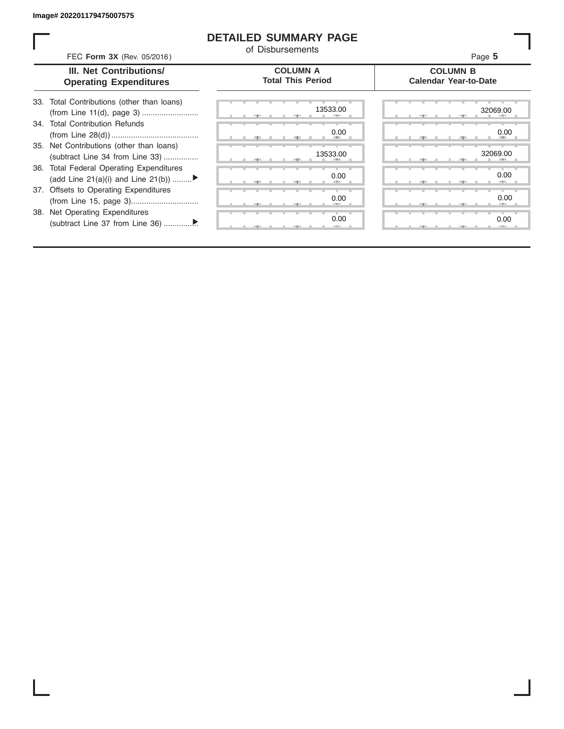Image# 202201179475007575

# DETAILED SUMMARY PAGE

of Disbursements

FEC **Form 3X** (Rev. 05/2016)

| III. Net Contributions/ Operating Expenditures | COLUMN A Total This Period | COLUMN B Calendar Year-to-Date |
|---|---|---|
| 33. Total Contributions (other than loans) (from Line 11(d), page 3) | 13533.00 | 32069.00 |
| 34. Total Contribution Refunds (from Line 28(d)) | 0.00 | 0.00 |
| 35. Net Contributions (other than loans) (subtract Line 34 from Line 33) | 13533.00 | 32069.00 |
| 36. Total Federal Operating Expenditures (add Line 21(a)(i) and Line 21(b)) ▶ | 0.00 | 0.00 |
| 37. Offsets to Operating Expenditures (from Line 15, page 3) | 0.00 | 0.00 |
| 38. Net Operating Expenditures (subtract Line 37 from Line 36) ▶ | 0.00 | 0.00 |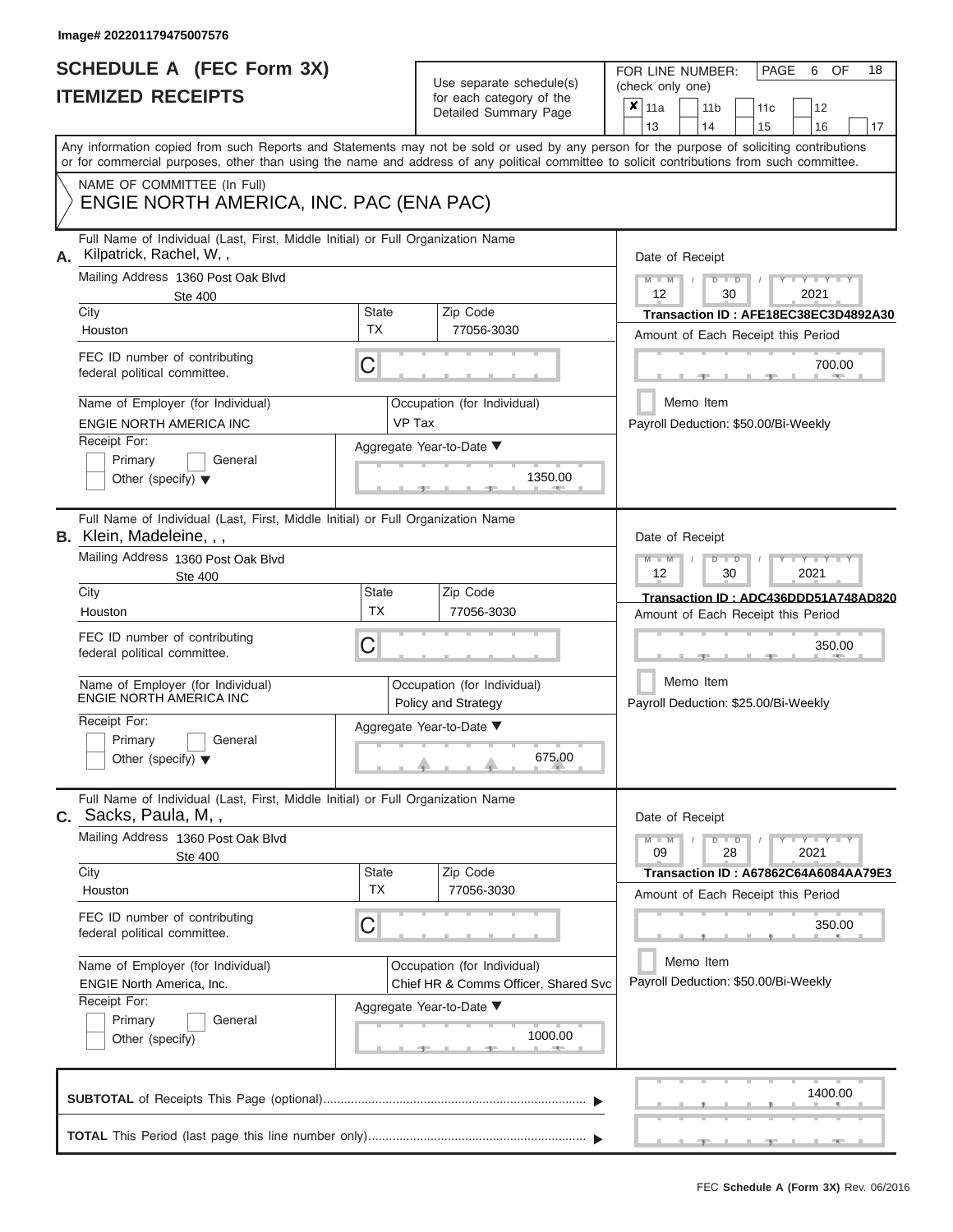Image# 202201179475007576

# SCHEDULE A (FEC Form 3X)
## ITEMIZED RECEIPTS

Use separate schedule(s) for each category of the Detailed Summary Page

FOR LINE NUMBER: (check only one)

| ☒ 11a | ☐ 11b | ☐ 11c | ☐ 12 | |
|---|---|---|---|---|
| ☐ 13 | ☐ 14 | ☐ 15 | ☐ 16 | ☐ 17 |

PAGE 6 OF 18

Any information copied from such Reports and Statements may not be sold or used by any person for the purpose of soliciting contributions or for commercial purposes, other than using the name and address of any political committee to solicit contributions from such committee.

NAME OF COMMITTEE (In Full)
ENGIE NORTH AMERICA, INC. PAC (ENA PAC)

---

**A.** Full Name of Individual (Last, First, Middle Initial) or Full Organization Name
Kilpatrick, Rachel, W, ,

Mailing Address 1360 Post Oak Blvd
Ste 400

| City | State | Zip Code |
|---|---|---|
| Houston | TX | 77056-3030 |

FEC ID number of contributing federal political committee. C

Name of Employer (for Individual): ENGIE NORTH AMERICA INC
Occupation (for Individual): VP Tax

Receipt For: ☐ Primary ☐ General ☐ Other (specify)

Aggregate Year-to-Date: 1350.00

Date of Receipt: 12 / 30 / 2021
Transaction ID : AFE18EC38EC3D4892A30

Amount of Each Receipt this Period: 700.00

☐ Memo Item
Payroll Deduction: $50.00/Bi-Weekly

---

**B.** Full Name of Individual (Last, First, Middle Initial) or Full Organization Name
Klein, Madeleine, , ,

Mailing Address 1360 Post Oak Blvd
Ste 400

| City | State | Zip Code |
|---|---|---|
| Houston | TX | 77056-3030 |

FEC ID number of contributing federal political committee. C

Name of Employer (for Individual): ENGIE NORTH AMERICA INC
Occupation (for Individual): Policy and Strategy

Receipt For: ☐ Primary ☐ General ☐ Other (specify)

Aggregate Year-to-Date: 675.00

Date of Receipt: 12 / 30 / 2021
Transaction ID : ADC436DDD51A748AD820

Amount of Each Receipt this Period: 350.00

☐ Memo Item
Payroll Deduction: $25.00/Bi-Weekly

---

**C.** Full Name of Individual (Last, First, Middle Initial) or Full Organization Name
Sacks, Paula, M, ,

Mailing Address 1360 Post Oak Blvd
Ste 400

| City | State | Zip Code |
|---|---|---|
| Houston | TX | 77056-3030 |

FEC ID number of contributing federal political committee. C

Name of Employer (for Individual): ENGIE North America, Inc.
Occupation (for Individual): Chief HR & Comms Officer, Shared Svc

Receipt For: ☐ Primary ☐ General ☐ Other (specify)

Aggregate Year-to-Date: 1000.00

Date of Receipt: 09 / 28 / 2021
Transaction ID : A67862C64A6084AA79E3

Amount of Each Receipt this Period: 350.00

☐ Memo Item
Payroll Deduction: $50.00/Bi-Weekly

---

**SUBTOTAL** of Receipts This Page (optional): 1400.00

**TOTAL** This Period (last page this line number only):

FEC Schedule A (Form 3X) Rev. 06/2016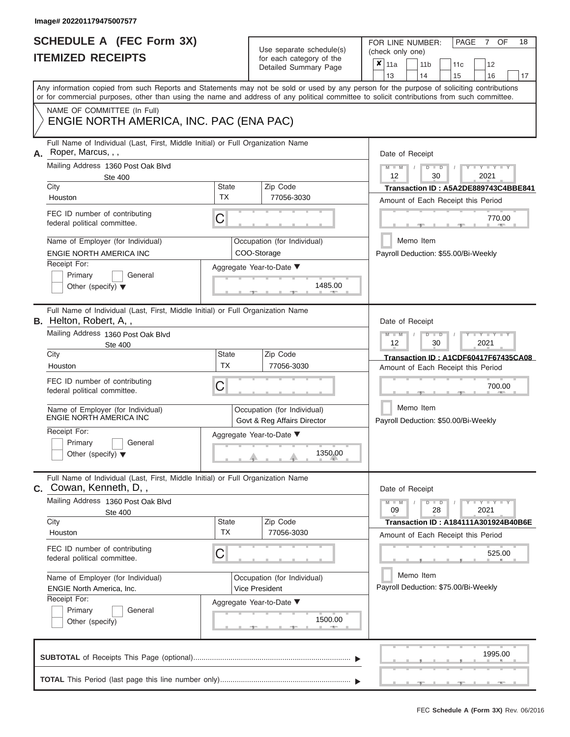Image# 202201179475007577

# SCHEDULE A (FEC Form 3X)
## ITEMIZED RECEIPTS

Use separate schedule(s) for each category of the Detailed Summary Page

FOR LINE NUMBER: (check only one)

- [x] 11a
- [ ] 11b
- [ ] 11c
- [ ] 12
- [ ] 13
- [ ] 14
- [ ] 15
- [ ] 16
- [ ] 17

Any information copied from such Reports and Statements may not be sold or used by any person for the purpose of soliciting contributions or for commercial purposes, other than using the name and address of any political committee to solicit contributions from such committee.

NAME OF COMMITTEE (In Full)
ENGIE NORTH AMERICA, INC. PAC (ENA PAC)

---

**A.** Full Name of Individual (Last, First, Middle Initial) or Full Organization Name: Roper, Marcus, , ,

Mailing Address: 1360 Post Oak Blvd, Ste 400

City: Houston | State: TX | Zip Code: 77056-3030

FEC ID number of contributing federal political committee: C

Name of Employer (for Individual): ENGIE NORTH AMERICA INC

Occupation (for Individual): COO-Storage

Receipt For: [ ] Primary [ ] General [ ] Other (specify)

Aggregate Year-to-Date: 1485.00

Date of Receipt: 12 / 30 / 2021

Transaction ID : A5A2DE889743C4BBE841

Amount of Each Receipt this Period: 770.00

[ ] Memo Item

Payroll Deduction: $55.00/Bi-Weekly

---

**B.** Full Name of Individual (Last, First, Middle Initial) or Full Organization Name: Helton, Robert, A, ,

Mailing Address: 1360 Post Oak Blvd, Ste 400

City: Houston | State: TX | Zip Code: 77056-3030

FEC ID number of contributing federal political committee: C

Name of Employer (for Individual): ENGIE NORTH AMERICA INC

Occupation (for Individual): Govt & Reg Affairs Director

Receipt For: [ ] Primary [ ] General [ ] Other (specify)

Aggregate Year-to-Date: 1350.00

Date of Receipt: 12 / 30 / 2021

Transaction ID : A1CDF60417F67435CA08

Amount of Each Receipt this Period: 700.00

[ ] Memo Item

Payroll Deduction: $50.00/Bi-Weekly

---

**C.** Full Name of Individual (Last, First, Middle Initial) or Full Organization Name: Cowan, Kenneth, D, ,

Mailing Address: 1360 Post Oak Blvd, Ste 400

City: Houston | State: TX | Zip Code: 77056-3030

FEC ID number of contributing federal political committee: C

Name of Employer (for Individual): ENGIE North America, Inc.

Occupation (for Individual): Vice President

Receipt For: [ ] Primary [ ] General [ ] Other (specify)

Aggregate Year-to-Date: 1500.00

Date of Receipt: 09 / 28 / 2021

Transaction ID : A184111A301924B40B6E

Amount of Each Receipt this Period: 525.00

[ ] Memo Item

Payroll Deduction: $75.00/Bi-Weekly

---

**SUBTOTAL** of Receipts This Page (optional): 1995.00

**TOTAL** This Period (last page this line number only):

FEC **Schedule A (Form 3X)** Rev. 06/2016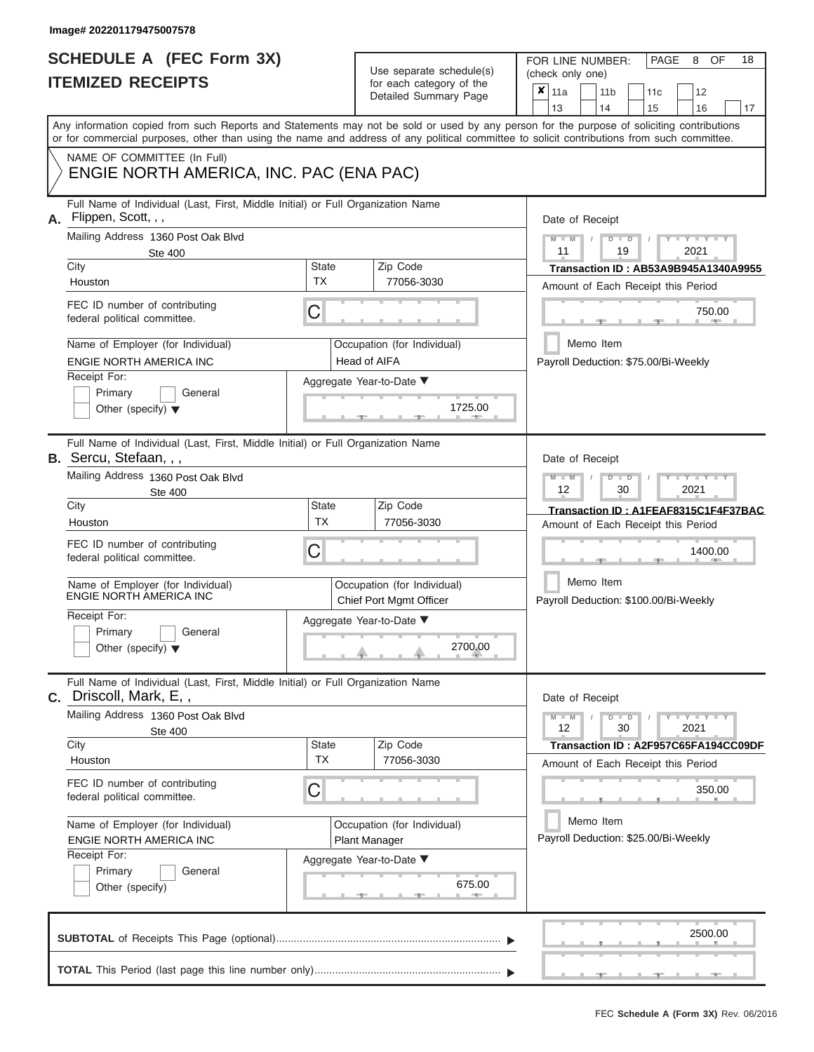Image# 202201179475007578

# SCHEDULE A (FEC Form 3X)
## ITEMIZED RECEIPTS

Use separate schedule(s) for each category of the Detailed Summary Page

FOR LINE NUMBER: (check only one)

- [x] 11a
- [ ] 11b
- [ ] 11c
- [ ] 12
- [ ] 13
- [ ] 14
- [ ] 15
- [ ] 16
- [ ] 17

PAGE 8 OF 18

Any information copied from such Reports and Statements may not be sold or used by any person for the purpose of soliciting contributions or for commercial purposes, other than using the name and address of any political committee to solicit contributions from such committee.

NAME OF COMMITTEE (In Full)
ENGIE NORTH AMERICA, INC. PAC (ENA PAC)

---

**A.** Full Name of Individual (Last, First, Middle Initial) or Full Organization Name: Flippen, Scott, , ,

Mailing Address: 1360 Post Oak Blvd, Ste 400

City: Houston | State: TX | Zip Code: 77056-3030

FEC ID number of contributing federal political committee: C

Name of Employer (for Individual): ENGIE NORTH AMERICA INC

Occupation (for Individual): Head of AIFA

Receipt For: Primary / General / Other (specify)

Aggregate Year-to-Date: 1725.00

Date of Receipt: 11 / 19 / 2021

Transaction ID : AB53A9B945A1340A9955

Amount of Each Receipt this Period: 750.00

Memo Item

Payroll Deduction: $75.00/Bi-Weekly

---

**B.** Full Name of Individual (Last, First, Middle Initial) or Full Organization Name: Sercu, Stefaan, , ,

Mailing Address: 1360 Post Oak Blvd, Ste 400

City: Houston | State: TX | Zip Code: 77056-3030

FEC ID number of contributing federal political committee: C

Name of Employer (for Individual): ENGIE NORTH AMERICA INC

Occupation (for Individual): Chief Port Mgmt Officer

Receipt For: Primary / General / Other (specify)

Aggregate Year-to-Date: 2700.00

Date of Receipt: 12 / 30 / 2021

Transaction ID : A1FEAF8315C1F4F37BAC

Amount of Each Receipt this Period: 1400.00

Memo Item

Payroll Deduction: $100.00/Bi-Weekly

---

**C.** Full Name of Individual (Last, First, Middle Initial) or Full Organization Name: Driscoll, Mark, E, ,

Mailing Address: 1360 Post Oak Blvd, Ste 400

City: Houston | State: TX | Zip Code: 77056-3030

FEC ID number of contributing federal political committee: C

Name of Employer (for Individual): ENGIE NORTH AMERICA INC

Occupation (for Individual): Plant Manager

Receipt For: Primary / General / Other (specify)

Aggregate Year-to-Date: 675.00

Date of Receipt: 12 / 30 / 2021

Transaction ID : A2F957C65FA194CC09DF

Amount of Each Receipt this Period: 350.00

Memo Item

Payroll Deduction: $25.00/Bi-Weekly

---

**SUBTOTAL** of Receipts This Page (optional): 2500.00

**TOTAL** This Period (last page this line number only):

FEC **Schedule A (Form 3X)** Rev. 06/2016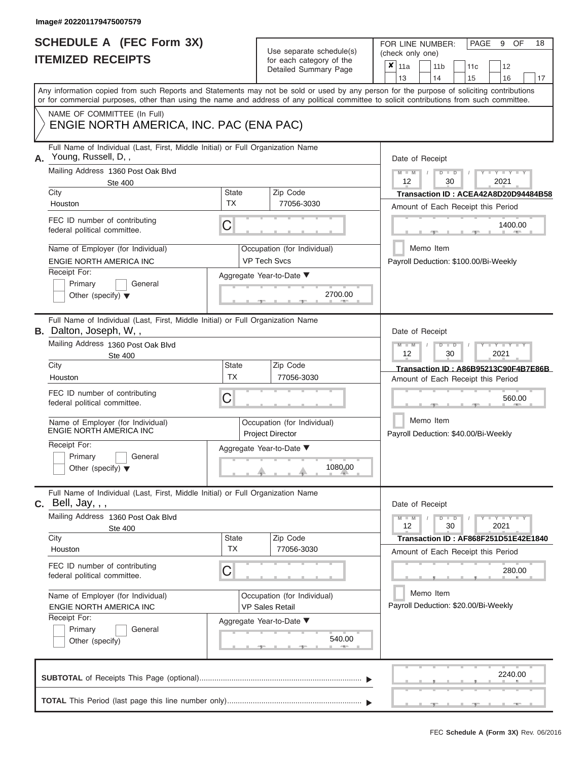Image# 202201179475007579

# SCHEDULE A (FEC Form 3X)
## ITEMIZED RECEIPTS

Use separate schedule(s) for each category of the Detailed Summary Page

FOR LINE NUMBER: (check only one)

- [x] 11a
- [ ] 11b
- [ ] 11c
- [ ] 12
- [ ] 13
- [ ] 14
- [ ] 15
- [ ] 16
- [ ] 17

PAGE 9 OF 18

Any information copied from such Reports and Statements may not be sold or used by any person for the purpose of soliciting contributions or for commercial purposes, other than using the name and address of any political committee to solicit contributions from such committee.

NAME OF COMMITTEE (In Full)
ENGIE NORTH AMERICA, INC. PAC (ENA PAC)

---

**A.** Full Name of Individual (Last, First, Middle Initial) or Full Organization Name: Young, Russell, D, ,

Mailing Address: 1360 Post Oak Blvd, Ste 400

City: Houston | State: TX | Zip Code: 77056-3030

FEC ID number of contributing federal political committee: C

Name of Employer (for Individual): ENGIE NORTH AMERICA INC

Occupation (for Individual): VP Tech Svcs

Receipt For: [ ] Primary [ ] General [ ] Other (specify)

Aggregate Year-to-Date: 2700.00

Date of Receipt: 12 / 30 / 2021

Transaction ID : ACEA42A8D20D94484B58

Amount of Each Receipt this Period: 1400.00

[ ] Memo Item

Payroll Deduction: $100.00/Bi-Weekly

---

**B.** Full Name of Individual (Last, First, Middle Initial) or Full Organization Name: Dalton, Joseph, W, ,

Mailing Address: 1360 Post Oak Blvd, Ste 400

City: Houston | State: TX | Zip Code: 77056-3030

FEC ID number of contributing federal political committee: C

Name of Employer (for Individual): ENGIE NORTH AMERICA INC

Occupation (for Individual): Project Director

Receipt For: [ ] Primary [ ] General [ ] Other (specify)

Aggregate Year-to-Date: 1080.00

Date of Receipt: 12 / 30 / 2021

Transaction ID : A86B95213C90F4B7E86B

Amount of Each Receipt this Period: 560.00

[ ] Memo Item

Payroll Deduction: $40.00/Bi-Weekly

---

**C.** Full Name of Individual (Last, First, Middle Initial) or Full Organization Name: Bell, Jay, , ,

Mailing Address: 1360 Post Oak Blvd, Ste 400

City: Houston | State: TX | Zip Code: 77056-3030

FEC ID number of contributing federal political committee: C

Name of Employer (for Individual): ENGIE NORTH AMERICA INC

Occupation (for Individual): VP Sales Retail

Receipt For: [ ] Primary [ ] General [ ] Other (specify)

Aggregate Year-to-Date: 540.00

Date of Receipt: 12 / 30 / 2021

Transaction ID : AF868F251D51E42E1840

Amount of Each Receipt this Period: 280.00

[ ] Memo Item

Payroll Deduction: $20.00/Bi-Weekly

---

**SUBTOTAL** of Receipts This Page (optional): 2240.00

**TOTAL** This Period (last page this line number only):

FEC **Schedule A (Form 3X)** Rev. 06/2016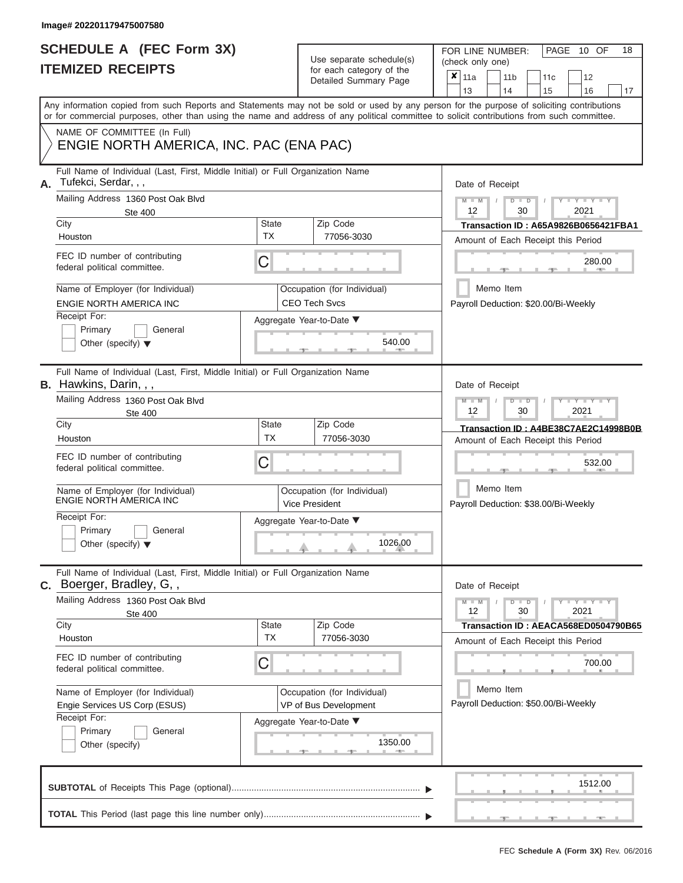Image# 202201179475007580

# SCHEDULE A (FEC Form 3X)
## ITEMIZED RECEIPTS

Use separate schedule(s) for each category of the Detailed Summary Page

FOR LINE NUMBER: (check only one)

| ✘ | 11a | | 11b | | 11c | | 12 | |
|---|---|---|---|---|---|---|---|---|
| | 13 | | 14 | | 15 | | 16 | 17 |

PAGE 10 OF 18

Any information copied from such Reports and Statements may not be sold or used by any person for the purpose of soliciting contributions or for commercial purposes, other than using the name and address of any political committee to solicit contributions from such committee.

NAME OF COMMITTEE (In Full)
ENGIE NORTH AMERICA, INC. PAC (ENA PAC)

---

**A.** Full Name of Individual (Last, First, Middle Initial) or Full Organization Name
Tufekci, Serdar, , ,

Mailing Address: 1360 Post Oak Blvd
Ste 400

| City | State | Zip Code |
|---|---|---|
| Houston | TX | 77056-3030 |

FEC ID number of contributing federal political committee: C

Name of Employer (for Individual): ENGIE NORTH AMERICA INC
Occupation (for Individual): CEO Tech Svcs

Receipt For: Primary / General / Other (specify)

Aggregate Year-to-Date: 540.00

Date of Receipt: 12 / 30 / 2021
Transaction ID : A65A9826B0656421FBA1
Amount of Each Receipt this Period: 280.00
Memo Item
Payroll Deduction: $20.00/Bi-Weekly

---

**B.** Full Name of Individual (Last, First, Middle Initial) or Full Organization Name
Hawkins, Darin, , ,

Mailing Address: 1360 Post Oak Blvd
Ste 400

| City | State | Zip Code |
|---|---|---|
| Houston | TX | 77056-3030 |

FEC ID number of contributing federal political committee: C

Name of Employer (for Individual): ENGIE NORTH AMERICA INC
Occupation (for Individual): Vice President

Receipt For: Primary / General / Other (specify)

Aggregate Year-to-Date: 1026.00

Date of Receipt: 12 / 30 / 2021
Transaction ID : A4BE38C7AE2C14998B0B
Amount of Each Receipt this Period: 532.00
Memo Item
Payroll Deduction: $38.00/Bi-Weekly

---

**C.** Full Name of Individual (Last, First, Middle Initial) or Full Organization Name
Boerger, Bradley, G, ,

Mailing Address: 1360 Post Oak Blvd
Ste 400

| City | State | Zip Code |
|---|---|---|
| Houston | TX | 77056-3030 |

FEC ID number of contributing federal political committee: C

Name of Employer (for Individual): Engie Services US Corp (ESUS)
Occupation (for Individual): VP of Bus Development

Receipt For: Primary / General / Other (specify)

Aggregate Year-to-Date: 1350.00

Date of Receipt: 12 / 30 / 2021
Transaction ID : AEACA568ED0504790B65
Amount of Each Receipt this Period: 700.00
Memo Item
Payroll Deduction: $50.00/Bi-Weekly

---

**SUBTOTAL** of Receipts This Page (optional): 1512.00

**TOTAL** This Period (last page this line number only):

FEC **Schedule A (Form 3X)** Rev. 06/2016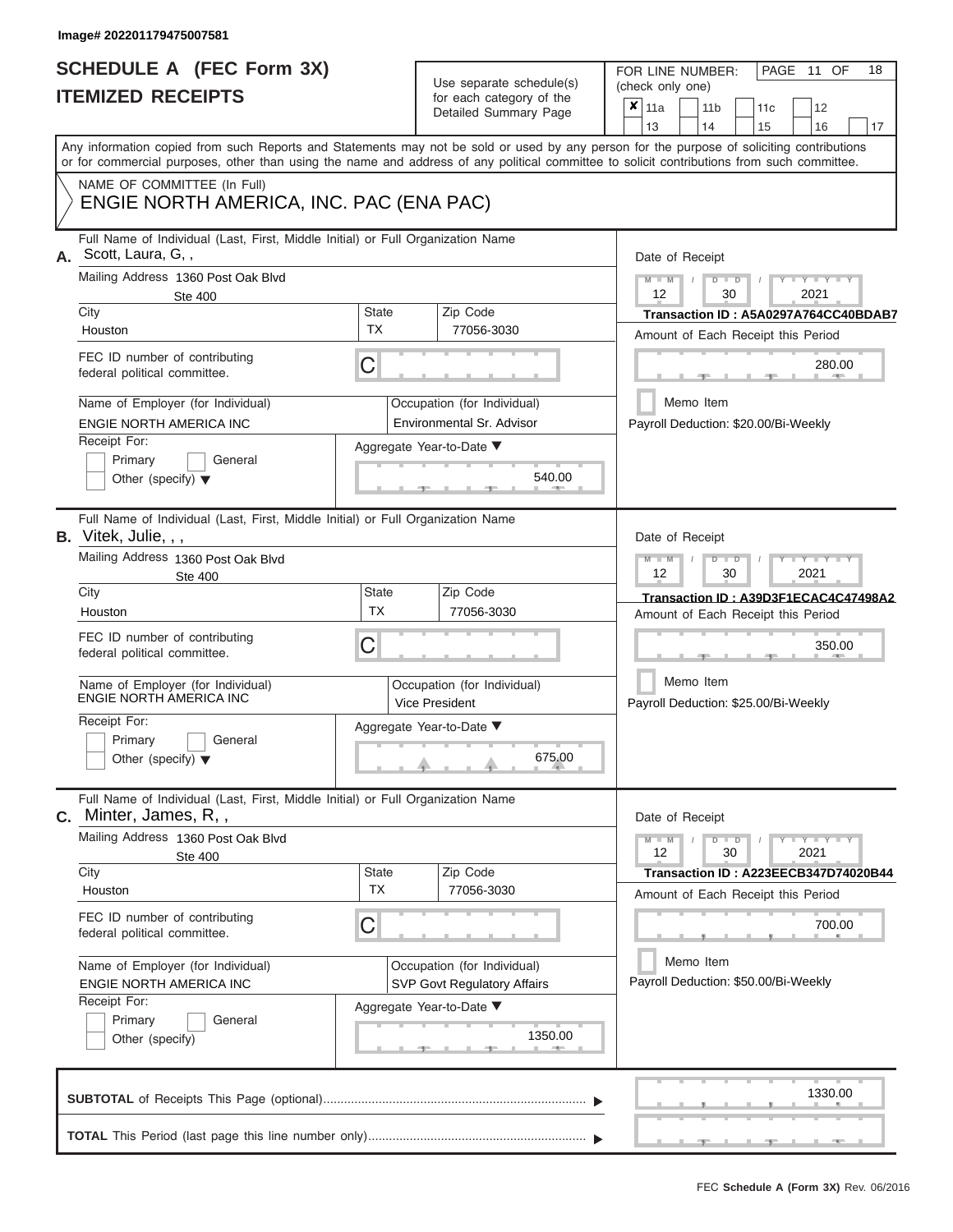Image# 202201179475007581

# SCHEDULE A (FEC Form 3X)
## ITEMIZED RECEIPTS

Use separate schedule(s) for each category of the Detailed Summary Page

FOR LINE NUMBER: (check only one)

- [x] 11a
- [ ] 11b
- [ ] 11c
- [ ] 12
- [ ] 13
- [ ] 14
- [ ] 15
- [ ] 16
- [ ] 17

PAGE 11 OF 18

Any information copied from such Reports and Statements may not be sold or used by any person for the purpose of soliciting contributions or for commercial purposes, other than using the name and address of any political committee to solicit contributions from such committee.

NAME OF COMMITTEE (In Full)

ENGIE NORTH AMERICA, INC. PAC (ENA PAC)

---

**A.** Full Name of Individual (Last, First, Middle Initial) or Full Organization Name: Scott, Laura, G, ,

Mailing Address: 1360 Post Oak Blvd, Ste 400

City: Houston | State: TX | Zip Code: 77056-3030

FEC ID number of contributing federal political committee: C

Name of Employer (for Individual): ENGIE NORTH AMERICA INC

Occupation (for Individual): Environmental Sr. Advisor

Receipt For: [ ] Primary [ ] General [ ] Other (specify)

Aggregate Year-to-Date: 540.00

Date of Receipt: 12 / 30 / 2021

Transaction ID : A5A0297A764CC40BDAB7

Amount of Each Receipt this Period: 280.00

[ ] Memo Item

Payroll Deduction: $20.00/Bi-Weekly

---

**B.** Full Name of Individual (Last, First, Middle Initial) or Full Organization Name: Vitek, Julie, , ,

Mailing Address: 1360 Post Oak Blvd, Ste 400

City: Houston | State: TX | Zip Code: 77056-3030

FEC ID number of contributing federal political committee: C

Name of Employer (for Individual): ENGIE NORTH AMERICA INC

Occupation (for Individual): Vice President

Receipt For: [ ] Primary [ ] General [ ] Other (specify)

Aggregate Year-to-Date: 675.00

Date of Receipt: 12 / 30 / 2021

Transaction ID : A39D3F1ECAC4C47498A2

Amount of Each Receipt this Period: 350.00

[ ] Memo Item

Payroll Deduction: $25.00/Bi-Weekly

---

**C.** Full Name of Individual (Last, First, Middle Initial) or Full Organization Name: Minter, James, R, ,

Mailing Address: 1360 Post Oak Blvd, Ste 400

City: Houston | State: TX | Zip Code: 77056-3030

FEC ID number of contributing federal political committee: C

Name of Employer (for Individual): ENGIE NORTH AMERICA INC

Occupation (for Individual): SVP Govt Regulatory Affairs

Receipt For: [ ] Primary [ ] General [ ] Other (specify)

Aggregate Year-to-Date: 1350.00

Date of Receipt: 12 / 30 / 2021

Transaction ID : A223EECB347D74020B44

Amount of Each Receipt this Period: 700.00

[ ] Memo Item

Payroll Deduction: $50.00/Bi-Weekly

---

**SUBTOTAL** of Receipts This Page (optional): 1330.00

**TOTAL** This Period (last page this line number only):

FEC **Schedule A (Form 3X)** Rev. 06/2016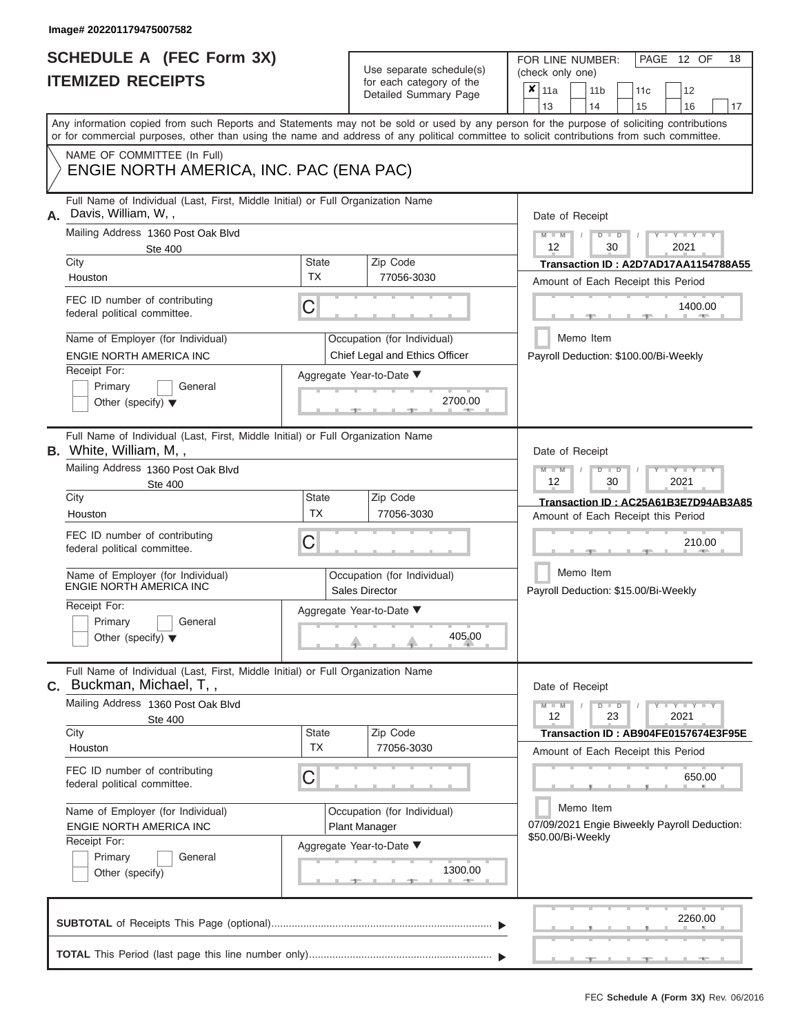Image# 202201179475007582

# SCHEDULE A (FEC Form 3X)
## ITEMIZED RECEIPTS

Use separate schedule(s) for each category of the Detailed Summary Page

FOR LINE NUMBER: (check only one)

- [x] 11a
- [ ] 11b
- [ ] 11c
- [ ] 12
- [ ] 13
- [ ] 14
- [ ] 15
- [ ] 16
- [ ] 17

PAGE 12 OF 18

Any information copied from such Reports and Statements may not be sold or used by any person for the purpose of soliciting contributions or for commercial purposes, other than using the name and address of any political committee to solicit contributions from such committee.

NAME OF COMMITTEE (In Full)
ENGIE NORTH AMERICA, INC. PAC (ENA PAC)

---

**A.** Full Name of Individual (Last, First, Middle Initial) or Full Organization Name
Davis, William, W, ,

Mailing Address 1360 Post Oak Blvd
Ste 400

| City | State | Zip Code |
|---|---|---|
| Houston | TX | 77056-3030 |

FEC ID number of contributing federal political committee. C

Name of Employer (for Individual): ENGIE NORTH AMERICA INC
Occupation (for Individual): Chief Legal and Ethics Officer

Receipt For: Primary / General / Other (specify)

Aggregate Year-to-Date: 2700.00

Date of Receipt: 12 / 30 / 2021
Transaction ID : A2D7AD17AA1154788A55
Amount of Each Receipt this Period: 1400.00
Memo Item
Payroll Deduction: $100.00/Bi-Weekly

---

**B.** Full Name of Individual (Last, First, Middle Initial) or Full Organization Name
White, William, M, ,

Mailing Address 1360 Post Oak Blvd
Ste 400

| City | State | Zip Code |
|---|---|---|
| Houston | TX | 77056-3030 |

FEC ID number of contributing federal political committee. C

Name of Employer (for Individual): ENGIE NORTH AMERICA INC
Occupation (for Individual): Sales Director

Receipt For: Primary / General / Other (specify)

Aggregate Year-to-Date: 405.00

Date of Receipt: 12 / 30 / 2021
Transaction ID : AC25A61B3E7D94AB3A85
Amount of Each Receipt this Period: 210.00
Memo Item
Payroll Deduction: $15.00/Bi-Weekly

---

**C.** Full Name of Individual (Last, First, Middle Initial) or Full Organization Name
Buckman, Michael, T, ,

Mailing Address 1360 Post Oak Blvd
Ste 400

| City | State | Zip Code |
|---|---|---|
| Houston | TX | 77056-3030 |

FEC ID number of contributing federal political committee. C

Name of Employer (for Individual): ENGIE NORTH AMERICA INC
Occupation (for Individual): Plant Manager

Receipt For: Primary / General / Other (specify)

Aggregate Year-to-Date: 1300.00

Date of Receipt: 12 / 23 / 2021
Transaction ID : AB904FE0157674E3F95E
Amount of Each Receipt this Period: 650.00
Memo Item
07/09/2021 Engie Biweekly Payroll Deduction: $50.00/Bi-Weekly

---

**SUBTOTAL** of Receipts This Page (optional): 2260.00

**TOTAL** This Period (last page this line number only):

FEC **Schedule A (Form 3X)** Rev. 06/2016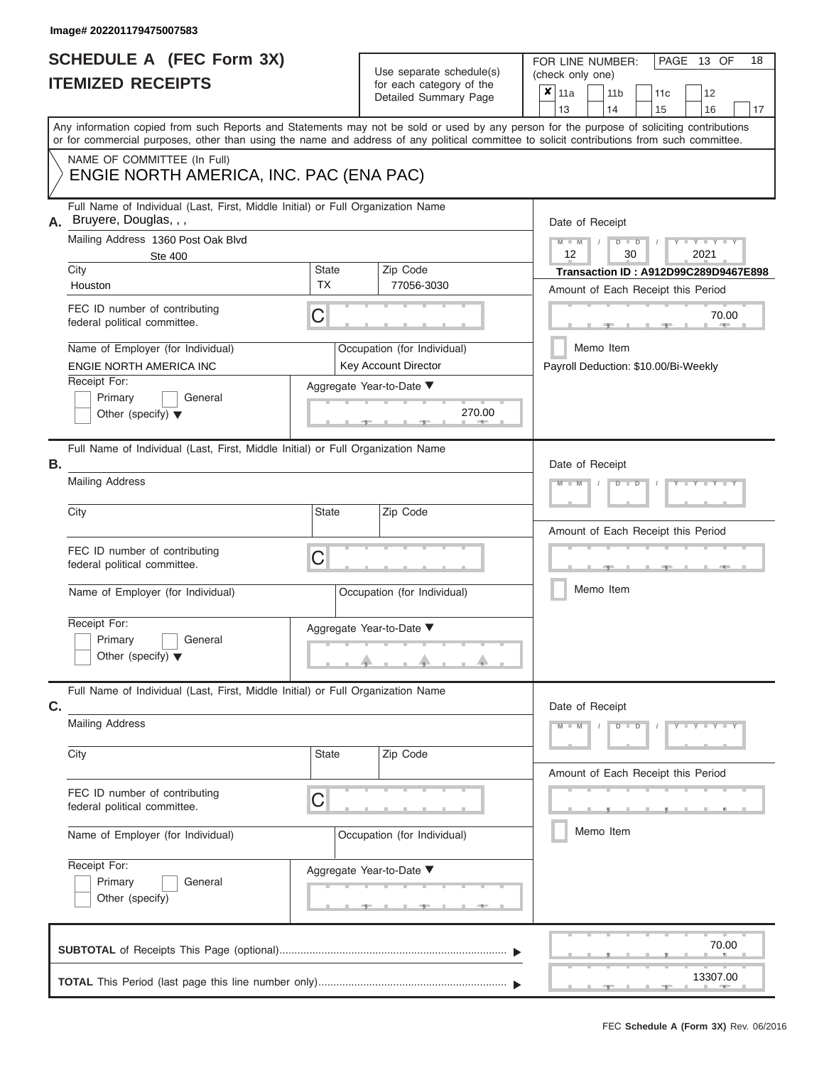Image# 202201179475007583

# SCHEDULE A (FEC Form 3X)
## ITEMIZED RECEIPTS

Use separate schedule(s) for each category of the Detailed Summary Page

FOR LINE NUMBER: (check only one)

☒ 11a ☐ 11b ☐ 11c ☐ 12 ☐ 13 ☐ 14 ☐ 15 ☐ 16 ☐ 17

PAGE 13 OF 18

Any information copied from such Reports and Statements may not be sold or used by any person for the purpose of soliciting contributions or for commercial purposes, other than using the name and address of any political committee to solicit contributions from such committee.

NAME OF COMMITTEE (In Full)
ENGIE NORTH AMERICA, INC. PAC (ENA PAC)

**A.** Full Name of Individual (Last, First, Middle Initial) or Full Organization Name: Bruyere, Douglas, , ,

Mailing Address: 1360 Post Oak Blvd, Ste 400

City: Houston | State: TX | Zip Code: 77056-3030

FEC ID number of contributing federal political committee: C

Name of Employer (for Individual): ENGIE NORTH AMERICA INC

Occupation (for Individual): Key Account Director

Receipt For: ☐ Primary ☐ General ☐ Other (specify)

Aggregate Year-to-Date: 270.00

Date of Receipt: 12 / 30 / 2021

**Transaction ID : A912D99C289D9467E898**

Amount of Each Receipt this Period: 70.00

☐ Memo Item

Payroll Deduction: $10.00/Bi-Weekly

**B.** Full Name of Individual (Last, First, Middle Initial) or Full Organization Name:

Mailing Address:

City: | State: | Zip Code:

FEC ID number of contributing federal political committee: C

Name of Employer (for Individual):

Occupation (for Individual):

Receipt For: ☐ Primary ☐ General ☐ Other (specify)

Aggregate Year-to-Date:

Date of Receipt:

Amount of Each Receipt this Period:

☐ Memo Item

**C.** Full Name of Individual (Last, First, Middle Initial) or Full Organization Name:

Mailing Address:

City: | State: | Zip Code:

FEC ID number of contributing federal political committee: C

Name of Employer (for Individual):

Occupation (for Individual):

Receipt For: ☐ Primary ☐ General ☐ Other (specify)

Aggregate Year-to-Date:

Date of Receipt:

Amount of Each Receipt this Period:

☐ Memo Item

**SUBTOTAL** of Receipts This Page (optional): 70.00

**TOTAL** This Period (last page this line number only): 13307.00

FEC **Schedule A (Form 3X)** Rev. 06/2016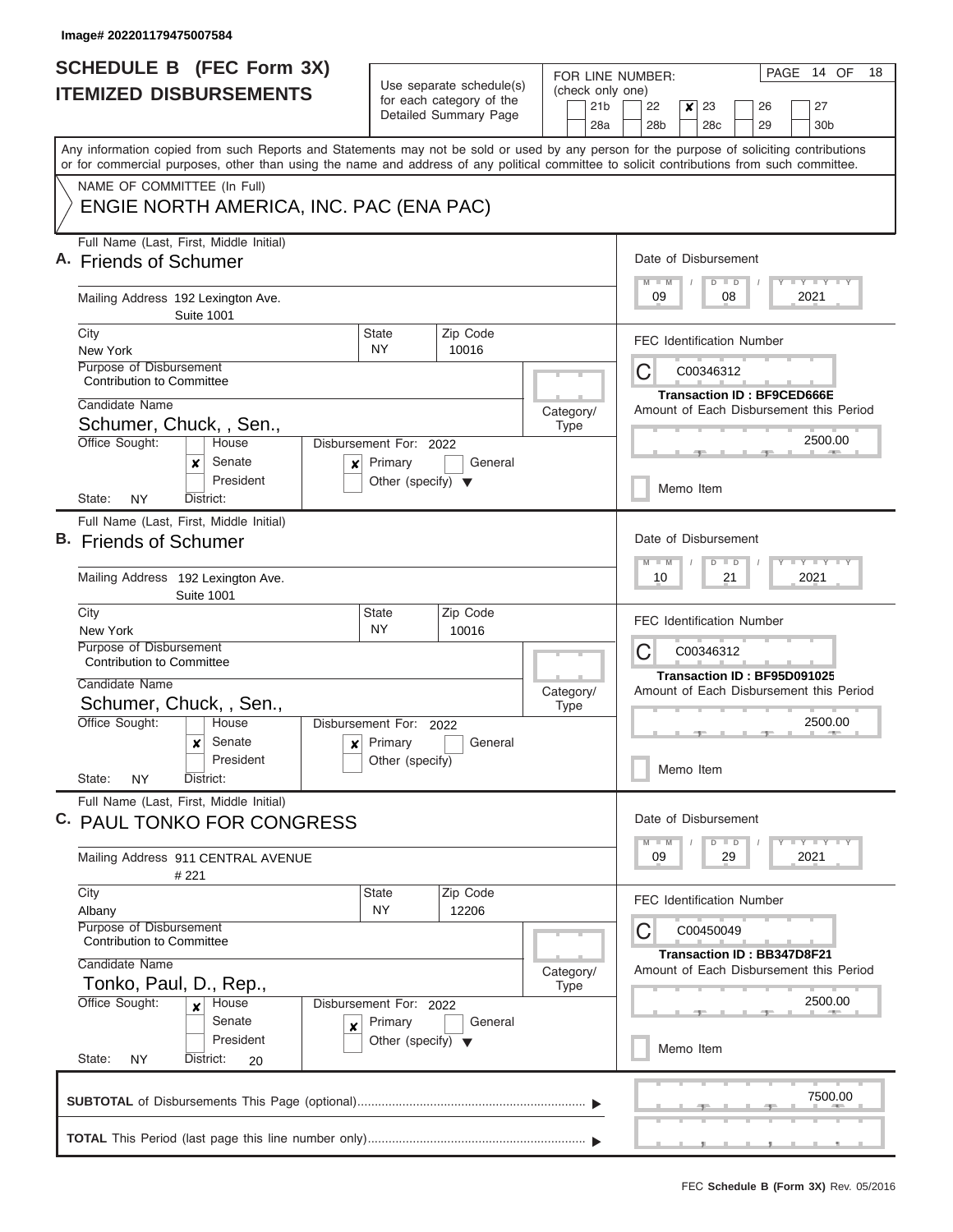Image# 202201179475007584

# SCHEDULE B (FEC Form 3X)
## ITEMIZED DISBURSEMENTS

Use separate schedule(s) for each category of the Detailed Summary Page

FOR LINE NUMBER: (check only one)
21b | 22 | ✘ 23 | 26 | 27
28a | 28b | 28c | 29 | 30b

Any information copied from such Reports and Statements may not be sold or used by any person for the purpose of soliciting contributions or for commercial purposes, other than using the name and address of any political committee to solicit contributions from such committee.

NAME OF COMMITTEE (In Full)
ENGIE NORTH AMERICA, INC. PAC (ENA PAC)

---

**A.** Full Name (Last, First, Middle Initial): Friends of Schumer

Mailing Address: 192 Lexington Ave. Suite 1001

City: New York | State: NY | Zip Code: 10016

Purpose of Disbursement: Contribution to Committee

Candidate Name: Schumer, Chuck, , Sen.

Office Sought: ✘ Senate

State: NY | District:

Disbursement For: 2022 ✘ Primary

Date of Disbursement: 09 / 08 / 2021

FEC Identification Number: C00346312

Transaction ID : BF9CED666E

Amount of Each Disbursement this Period: 2500.00

Memo Item

---

**B.** Full Name (Last, First, Middle Initial): Friends of Schumer

Mailing Address: 192 Lexington Ave. Suite 1001

City: New York | State: NY | Zip Code: 10016

Purpose of Disbursement: Contribution to Committee

Candidate Name: Schumer, Chuck, , Sen.

Office Sought: ✘ Senate

State: NY | District:

Disbursement For: 2022 ✘ Primary

Date of Disbursement: 10 / 21 / 2021

FEC Identification Number: C00346312

Transaction ID : BF95D091025

Amount of Each Disbursement this Period: 2500.00

Memo Item

---

**C.** Full Name (Last, First, Middle Initial): PAUL TONKO FOR CONGRESS

Mailing Address: 911 CENTRAL AVENUE # 221

City: Albany | State: NY | Zip Code: 12206

Purpose of Disbursement: Contribution to Committee

Candidate Name: Tonko, Paul, D., Rep.

Office Sought: ✘ House

State: NY | District: 20

Disbursement For: 2022 ✘ Primary

Date of Disbursement: 09 / 29 / 2021

FEC Identification Number: C00450049

Transaction ID : BB347D8F21

Amount of Each Disbursement this Period: 2500.00

Memo Item

---

**SUBTOTAL** of Disbursements This Page (optional): 7500.00

**TOTAL** This Period (last page this line number only):

FEC **Schedule B (Form 3X)** Rev. 05/2016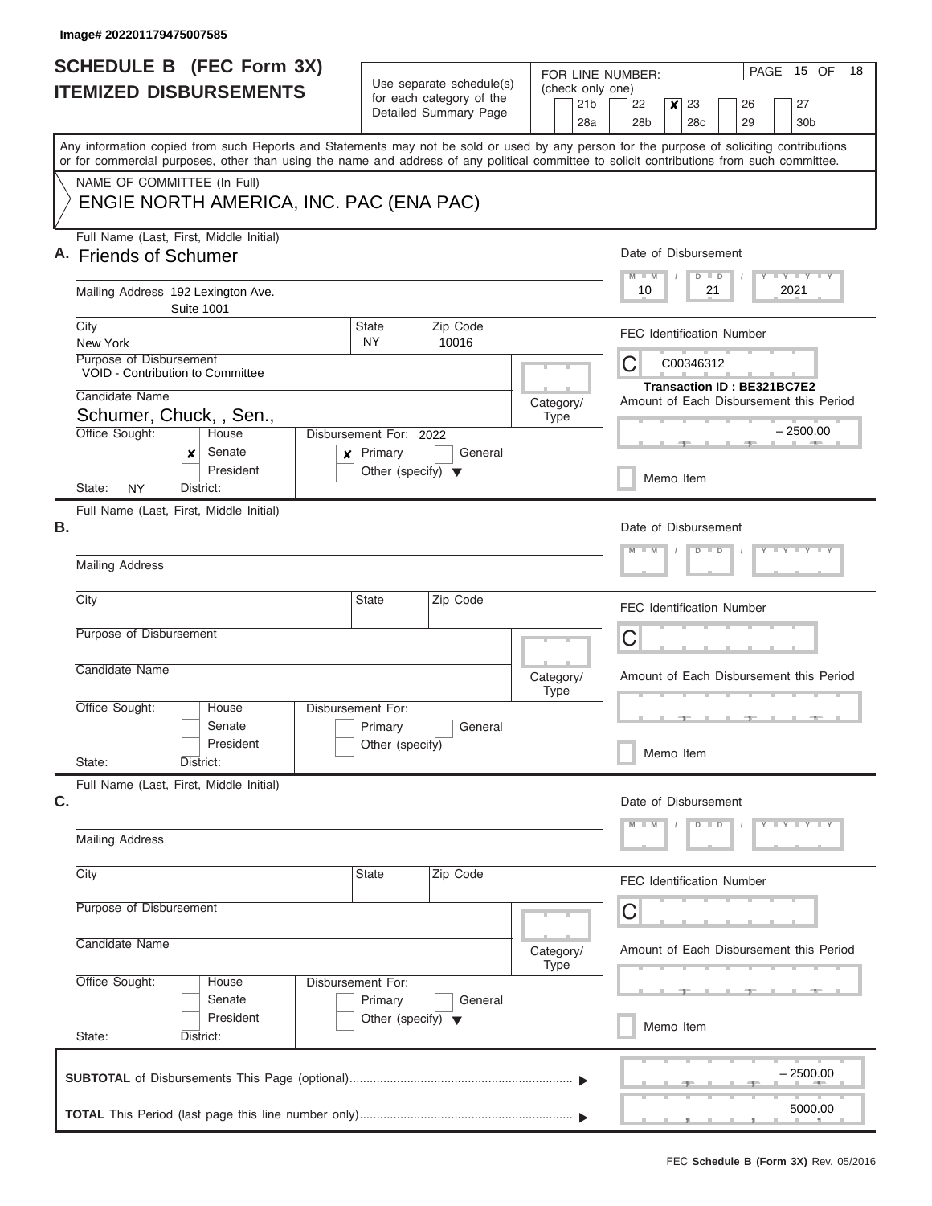Image# 202201179475007585

# SCHEDULE B (FEC Form 3X)
## ITEMIZED DISBURSEMENTS

Use separate schedule(s) for each category of the Detailed Summary Page

FOR LINE NUMBER: (check only one)

- [ ] 21b
- [ ] 22
- [x] 23
- [ ] 26
- [ ] 27
- [ ] 28a
- [ ] 28b
- [ ] 28c
- [ ] 29
- [ ] 30b

Any information copied from such Reports and Statements may not be sold or used by any person for the purpose of soliciting contributions or for commercial purposes, other than using the name and address of any political committee to solicit contributions from such committee.

NAME OF COMMITTEE (In Full)

ENGIE NORTH AMERICA, INC. PAC (ENA PAC)

**A.** Full Name (Last, First, Middle Initial): Friends of Schumer

Mailing Address: 192 Lexington Ave. Suite 1001

City: New York | State: NY | Zip Code: 10016

Purpose of Disbursement: VOID - Contribution to Committee

Candidate Name: Schumer, Chuck, , Sen.,

Category/Type:

Office Sought: [ ] House [x] Senate [ ] President

State: NY District:

Disbursement For: 2022 [x] Primary [ ] General [ ] Other (specify)

Date of Disbursement: 10 / 21 / 2021

FEC Identification Number: C00346312

Transaction ID : BE321BC7E2

Amount of Each Disbursement this Period: – 2500.00

[ ] Memo Item

**B.** Full Name (Last, First, Middle Initial):

Mailing Address:

City: | State: | Zip Code:

Purpose of Disbursement:

Candidate Name:

Category/Type:

Office Sought: [ ] House [ ] Senate [ ] President

State: District:

Disbursement For: [ ] Primary [ ] General [ ] Other (specify)

Date of Disbursement:

FEC Identification Number: C

Amount of Each Disbursement this Period:

[ ] Memo Item

**C.** Full Name (Last, First, Middle Initial):

Mailing Address:

City: | State: | Zip Code:

Purpose of Disbursement:

Candidate Name:

Category/Type:

Office Sought: [ ] House [ ] Senate [ ] President

State: District:

Disbursement For: [ ] Primary [ ] General [ ] Other (specify)

Date of Disbursement:

FEC Identification Number: C

Amount of Each Disbursement this Period:

[ ] Memo Item

**SUBTOTAL** of Disbursements This Page (optional): – 2500.00

**TOTAL** This Period (last page this line number only): 5000.00

FEC **Schedule B (Form 3X)** Rev. 05/2016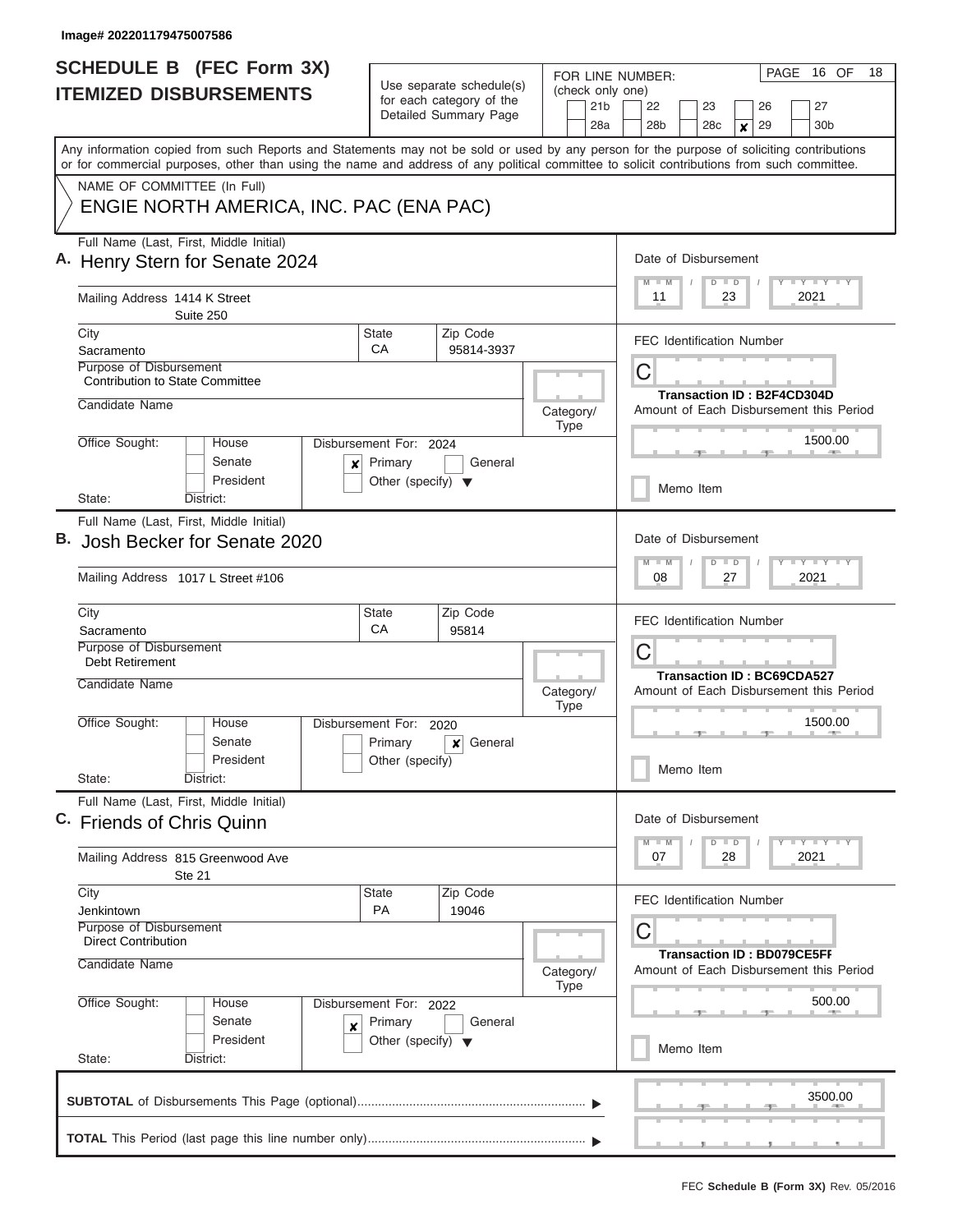Image# 202201179475007586

# SCHEDULE B (FEC Form 3X)
## ITEMIZED DISBURSEMENTS

Use separate schedule(s) for each category of the Detailed Summary Page

FOR LINE NUMBER: (check only one)

21b | 22 | 23 | 26 | 27
28a | 28b | 28c | **x** 29 | 30b

PAGE 16 OF 18

Any information copied from such Reports and Statements may not be sold or used by any person for the purpose of soliciting contributions or for commercial purposes, other than using the name and address of any political committee to solicit contributions from such committee.

NAME OF COMMITTEE (In Full)

ENGIE NORTH AMERICA, INC. PAC (ENA PAC)

---

**A.** Full Name (Last, First, Middle Initial): Henry Stern for Senate 2024

Mailing Address: 1414 K Street, Suite 250

City: Sacramento | State: CA | Zip Code: 95814-3937

Purpose of Disbursement: Contribution to State Committee

Candidate Name:

Category/Type:

Office Sought: House / Senate / President

State: | District:

Disbursement For: 2024 — [x] Primary [ ] General [ ] Other (specify)

Date of Disbursement: 11 / 23 / 2021

FEC Identification Number: C

Transaction ID : B2F4CD304D

Amount of Each Disbursement this Period: 1500.00

Memo Item

---

**B.** Full Name (Last, First, Middle Initial): Josh Becker for Senate 2020

Mailing Address: 1017 L Street #106

City: Sacramento | State: CA | Zip Code: 95814

Purpose of Disbursement: Debt Retirement

Candidate Name:

Category/Type:

Office Sought: House / Senate / President

State: | District:

Disbursement For: 2020 — [ ] Primary [x] General [ ] Other (specify)

Date of Disbursement: 08 / 27 / 2021

FEC Identification Number: C

Transaction ID : BC69CDA527

Amount of Each Disbursement this Period: 1500.00

Memo Item

---

**C.** Full Name (Last, First, Middle Initial): Friends of Chris Quinn

Mailing Address: 815 Greenwood Ave, Ste 21

City: Jenkintown | State: PA | Zip Code: 19046

Purpose of Disbursement: Direct Contribution

Candidate Name:

Category/Type:

Office Sought: House / Senate / President

State: | District:

Disbursement For: 2022 — [x] Primary [ ] General [ ] Other (specify)

Date of Disbursement: 07 / 28 / 2021

FEC Identification Number: C

Transaction ID : BD079CE5FF

Amount of Each Disbursement this Period: 500.00

Memo Item

---

**SUBTOTAL** of Disbursements This Page (optional): 3500.00

**TOTAL** This Period (last page this line number only):

FEC **Schedule B (Form 3X)** Rev. 05/2016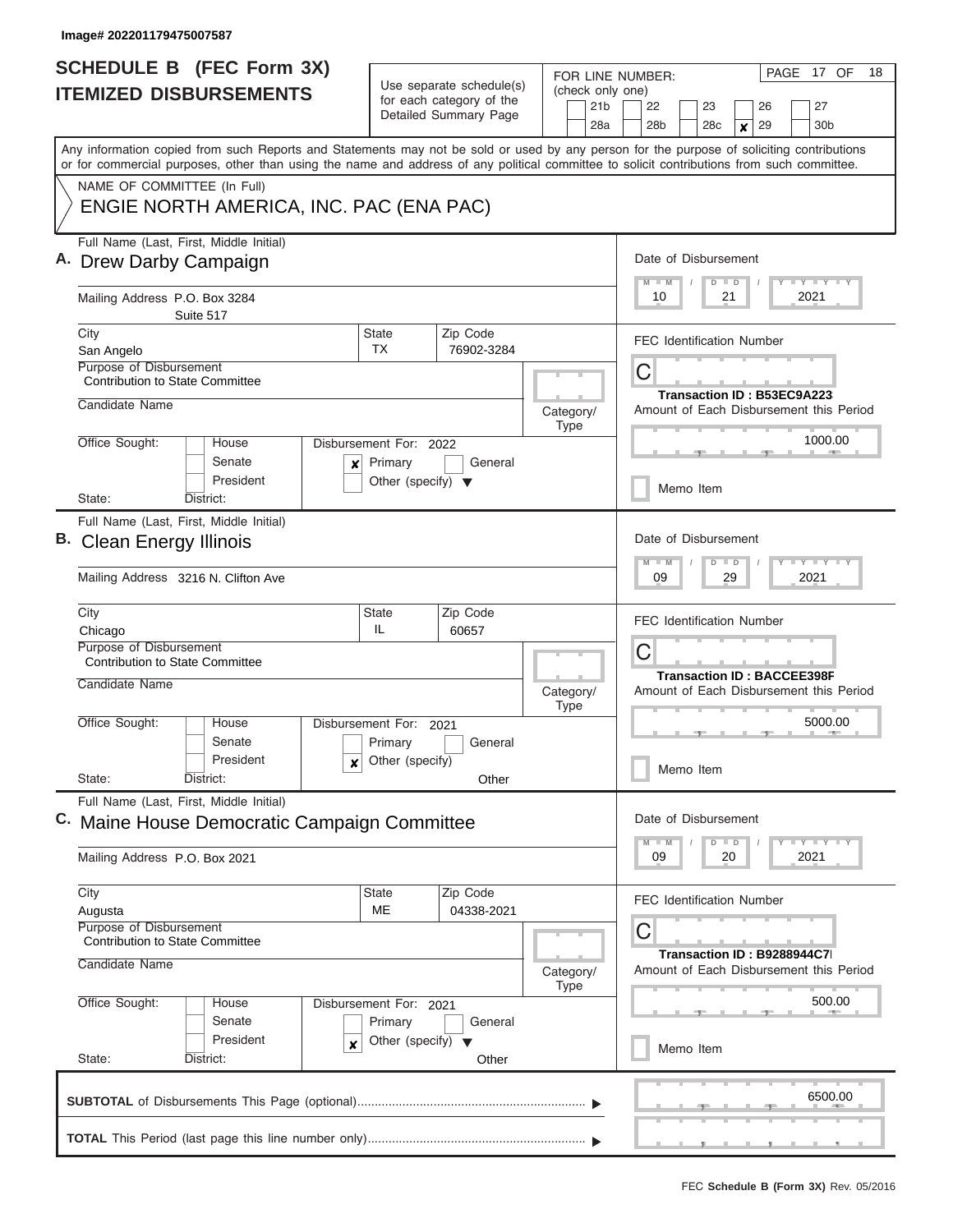Image# 202201179475007587

# SCHEDULE B (FEC Form 3X)
## ITEMIZED DISBURSEMENTS

Use separate schedule(s) for each category of the Detailed Summary Page

FOR LINE NUMBER: (check only one)
21b | 22 | 23 | 26 | 27
28a | 28b | 28c | ✘ 29 | 30b

PAGE 17 OF 18

Any information copied from such Reports and Statements may not be sold or used by any person for the purpose of soliciting contributions or for commercial purposes, other than using the name and address of any political committee to solicit contributions from such committee.

NAME OF COMMITTEE (In Full)
ENGIE NORTH AMERICA, INC. PAC (ENA PAC)

---

**A.** Full Name (Last, First, Middle Initial): Drew Darby Campaign

Mailing Address: P.O. Box 3284, Suite 517
City: San Angelo | State: TX | Zip Code: 76902-3284

Purpose of Disbursement: Contribution to State Committee
Candidate Name:
Category/Type:
Office Sought: House / Senate / President
State: District:
Disbursement For: 2022 — ✘ Primary / General / Other (specify)

Date of Disbursement: 10 / 21 / 2021
FEC Identification Number: C
Transaction ID : B53EC9A223
Amount of Each Disbursement this Period: 1000.00
Memo Item

---

**B.** Full Name (Last, First, Middle Initial): Clean Energy Illinois

Mailing Address: 3216 N. Clifton Ave
City: Chicago | State: IL | Zip Code: 60657

Purpose of Disbursement: Contribution to State Committee
Candidate Name:
Category/Type:
Office Sought: House / Senate / President
State: District:
Disbursement For: 2021 — Primary / General / ✘ Other (specify): Other

Date of Disbursement: 09 / 29 / 2021
FEC Identification Number: C
Transaction ID : BACCEE398F
Amount of Each Disbursement this Period: 5000.00
Memo Item

---

**C.** Full Name (Last, First, Middle Initial): Maine House Democratic Campaign Committee

Mailing Address: P.O. Box 2021
City: Augusta | State: ME | Zip Code: 04338-2021

Purpose of Disbursement: Contribution to State Committee
Candidate Name:
Category/Type:
Office Sought: House / Senate / President
State: District:
Disbursement For: 2021 — Primary / General / ✘ Other (specify): Other

Date of Disbursement: 09 / 20 / 2021
FEC Identification Number: C
Transaction ID : B9288944C7I
Amount of Each Disbursement this Period: 500.00
Memo Item

---

**SUBTOTAL** of Disbursements This Page (optional): 6500.00

**TOTAL** This Period (last page this line number only):

FEC **Schedule B (Form 3X)** Rev. 05/2016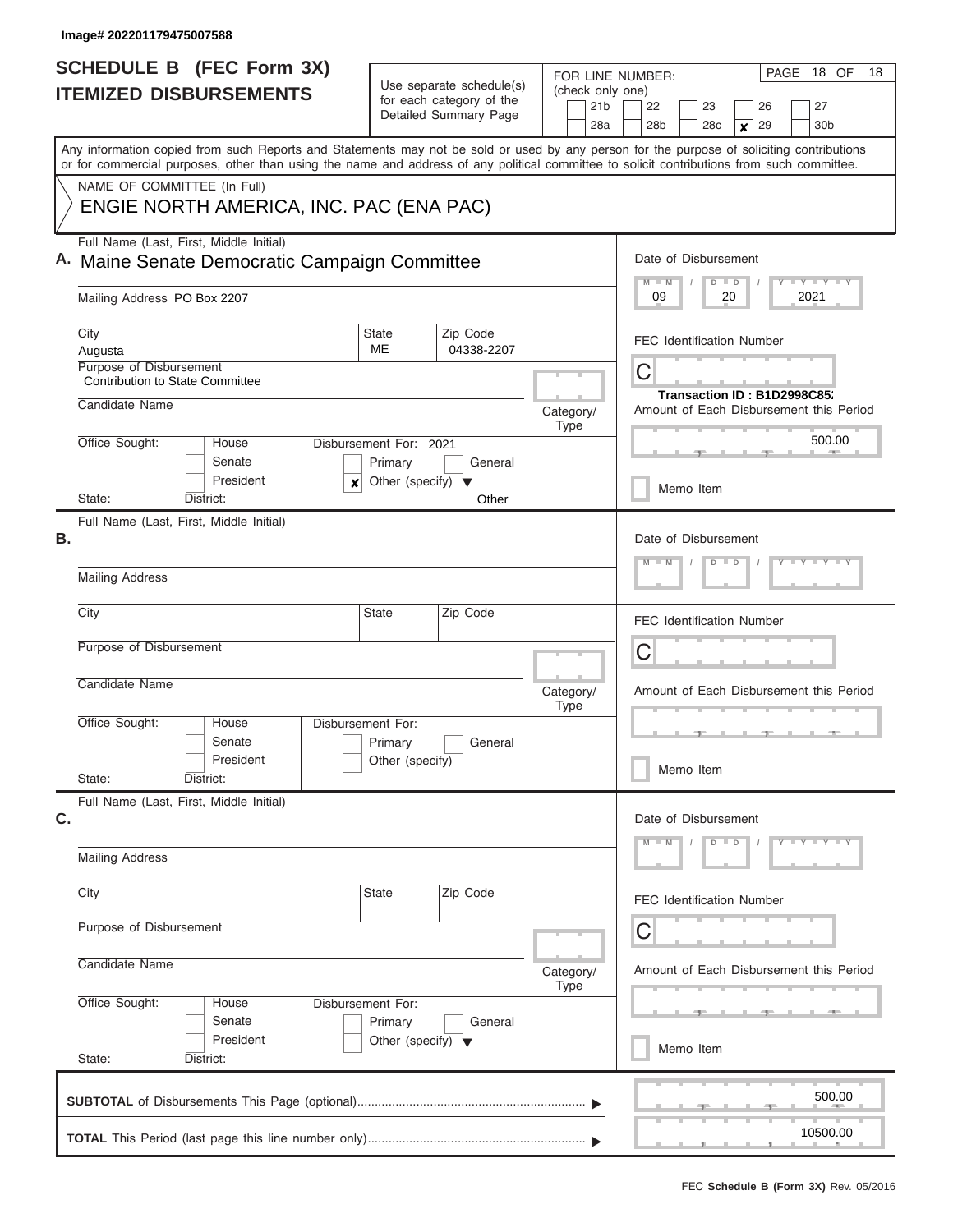Image# 202201179475007588

# SCHEDULE B (FEC Form 3X)
## ITEMIZED DISBURSEMENTS

Use separate schedule(s) for each category of the Detailed Summary Page

FOR LINE NUMBER: (check only one)

21b | 22 | 23 | 26 | 27
28a | 28b | 28c | ✘ 29 | 30b

PAGE 18 OF 18

Any information copied from such Reports and Statements may not be sold or used by any person for the purpose of soliciting contributions or for commercial purposes, other than using the name and address of any political committee to solicit contributions from such committee.

NAME OF COMMITTEE (In Full)

ENGIE NORTH AMERICA, INC. PAC (ENA PAC)

**A.** Full Name (Last, First, Middle Initial)
Maine Senate Democratic Campaign Committee

Mailing Address PO Box 2207

City: Augusta | State: ME | Zip Code: 04338-2207

Purpose of Disbursement: Contribution to State Committee

Candidate Name

Category/Type

Office Sought: House / Senate / President

Disbursement For: 2021
Primary / General
✘ Other (specify) ▼ Other

State: District:

Date of Disbursement: 09 / 20 / 2021

FEC Identification Number: C

Transaction ID : B1D2998C85

Amount of Each Disbursement this Period: 500.00

Memo Item

**B.** Full Name (Last, First, Middle Initial)

Mailing Address

City | State | Zip Code

Purpose of Disbursement

Candidate Name

Category/Type

Office Sought: House / Senate / President

Disbursement For: Primary / General / Other (specify)

State: District:

Date of Disbursement: M M / D D / Y Y Y Y

FEC Identification Number: C

Amount of Each Disbursement this Period

Memo Item

**C.** Full Name (Last, First, Middle Initial)

Mailing Address

City | State | Zip Code

Purpose of Disbursement

Candidate Name

Category/Type

Office Sought: House / Senate / President

Disbursement For: Primary / General / Other (specify) ▼

State: District:

Date of Disbursement: M M / D D / Y Y Y Y

FEC Identification Number: C

Amount of Each Disbursement this Period

Memo Item

**SUBTOTAL** of Disbursements This Page (optional) ▶ 500.00

**TOTAL** This Period (last page this line number only) ▶ 10500.00

FEC **Schedule B (Form 3X)** Rev. 05/2016